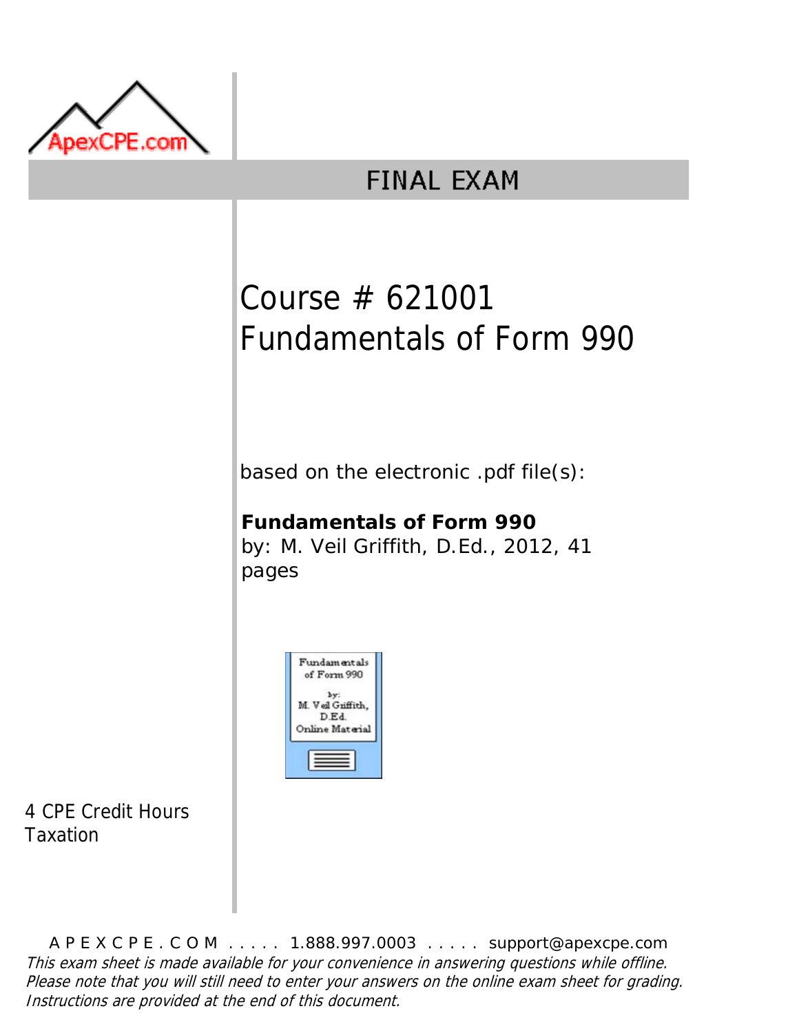ApexCPE.com

# FINAL EXAM

## Course # 621001
## Fundamentals of Form 990

based on the electronic .pdf file(s):

**Fundamentals of Form 990**
by: M. Veil Griffith, D.Ed., 2012, 41 pages

Fundamentals of Form 990
by:
M. Veil Griffith, D.Ed.
Online Material

4 CPE Credit Hours
Taxation

APEXCPE.COM ..... 1.888.997.0003 ..... support@apexcpe.com

*This exam sheet is made available for your convenience in answering questions while offline. Please note that you will still need to enter your answers on the online exam sheet for grading. Instructions are provided at the end of this document.*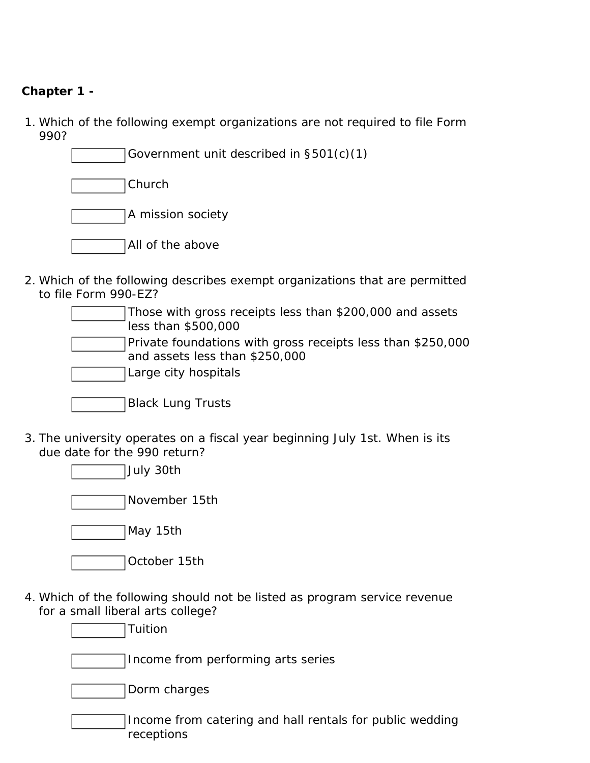**Chapter 1 -**

1. Which of the following exempt organizations are not required to file Form 990?
   - [ ] Government unit described in §501(c)(1)
   - [ ] Church
   - [ ] A mission society
   - [ ] All of the above

2. Which of the following describes exempt organizations that are permitted to file Form 990-EZ?
   - [ ] Those with gross receipts less than $200,000 and assets less than $500,000
   - [ ] Private foundations with gross receipts less than $250,000 and assets less than $250,000
   - [ ] Large city hospitals
   - [ ] Black Lung Trusts

3. The university operates on a fiscal year beginning July 1st. When is its due date for the 990 return?
   - [ ] July 30th
   - [ ] November 15th
   - [ ] May 15th
   - [ ] October 15th

4. Which of the following should not be listed as program service revenue for a small liberal arts college?
   - [ ] Tuition
   - [ ] Income from performing arts series
   - [ ] Dorm charges
   - [ ] Income from catering and hall rentals for public wedding receptions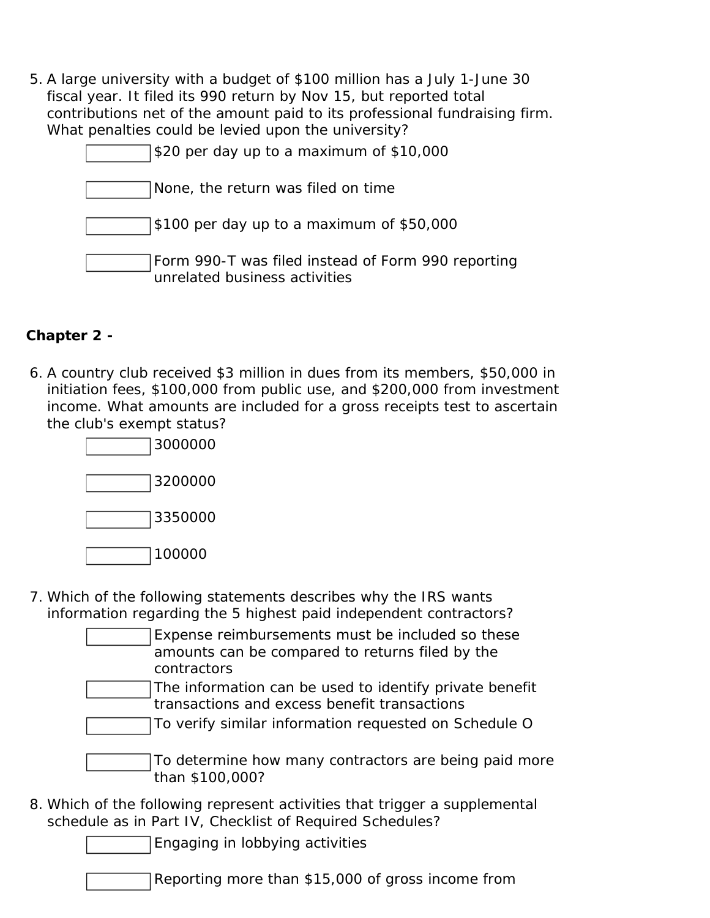5. A large university with a budget of $100 million has a July 1-June 30 fiscal year. It filed its 990 return by Nov 15, but reported total contributions net of the amount paid to its professional fundraising firm. What penalties could be levied upon the university?
   - [ ] $20 per day up to a maximum of $10,000
   - [ ] None, the return was filed on time
   - [ ] $100 per day up to a maximum of $50,000
   - [ ] Form 990-T was filed instead of Form 990 reporting unrelated business activities

**Chapter 2 -**

6. A country club received $3 million in dues from its members, $50,000 in initiation fees, $100,000 from public use, and $200,000 from investment income. What amounts are included for a gross receipts test to ascertain the club's exempt status?
   - [ ] 3000000
   - [ ] 3200000
   - [ ] 3350000
   - [ ] 100000

7. Which of the following statements describes why the IRS wants information regarding the 5 highest paid independent contractors?
   - [ ] Expense reimbursements must be included so these amounts can be compared to returns filed by the contractors
   - [ ] The information can be used to identify private benefit transactions and excess benefit transactions
   - [ ] To verify similar information requested on Schedule O
   - [ ] To determine how many contractors are being paid more than $100,000?

8. Which of the following represent activities that trigger a supplemental schedule as in Part IV, Checklist of Required Schedules?
   - [ ] Engaging in lobbying activities
   - [ ] Reporting more than $15,000 of gross income from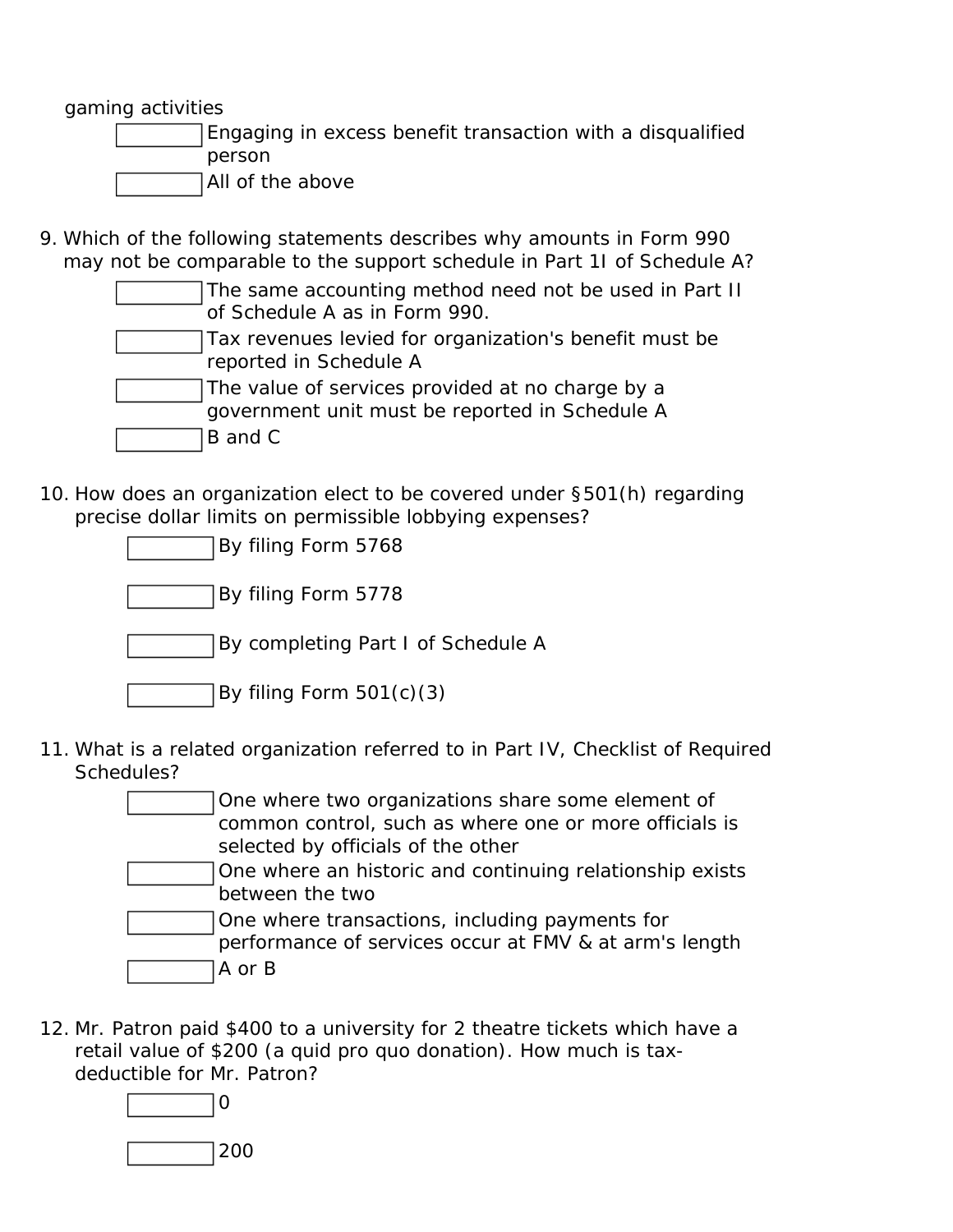gaming activities

- ☐ Engaging in excess benefit transaction with a disqualified person
- ☐ All of the above

9. Which of the following statements describes why amounts in Form 990 may not be comparable to the support schedule in Part 1I of Schedule A?
   - ☐ The same accounting method need not be used in Part II of Schedule A as in Form 990.
   - ☐ Tax revenues levied for organization's benefit must be reported in Schedule A
   - ☐ The value of services provided at no charge by a government unit must be reported in Schedule A
   - ☐ B and C

10. How does an organization elect to be covered under §501(h) regarding precise dollar limits on permissible lobbying expenses?
    - ☐ By filing Form 5768
    - ☐ By filing Form 5778
    - ☐ By completing Part I of Schedule A
    - ☐ By filing Form 501(c)(3)

11. What is a related organization referred to in Part IV, Checklist of Required Schedules?
    - ☐ One where two organizations share some element of common control, such as where one or more officials is selected by officials of the other
    - ☐ One where an historic and continuing relationship exists between the two
    - ☐ One where transactions, including payments for performance of services occur at FMV & at arm's length
    - ☐ A or B

12. Mr. Patron paid $400 to a university for 2 theatre tickets which have a retail value of $200 (a quid pro quo donation). How much is tax-deductible for Mr. Patron?
    - ☐ 0
    - ☐ 200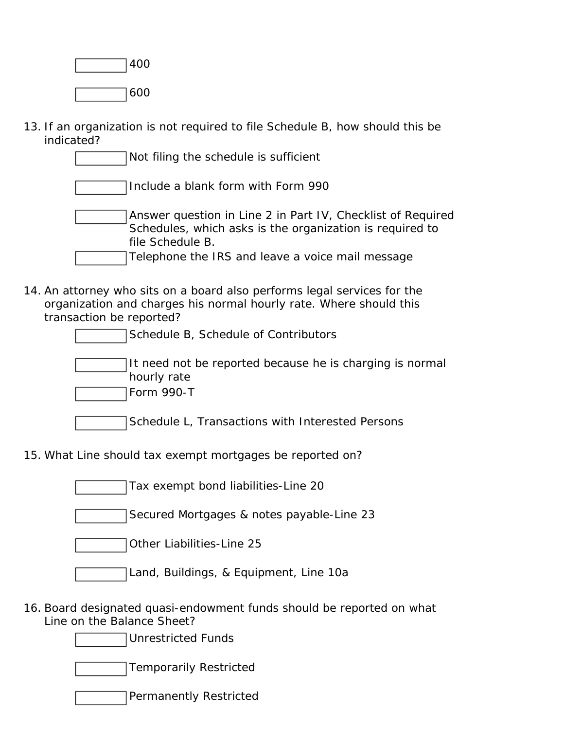- [ ] 400
- [ ] 600

13. If an organization is not required to file Schedule B, how should this be indicated?
    - [ ] Not filing the schedule is sufficient
    - [ ] Include a blank form with Form 990
    - [ ] Answer question in Line 2 in Part IV, Checklist of Required Schedules, which asks is the organization is required to file Schedule B.
    - [ ] Telephone the IRS and leave a voice mail message

14. An attorney who sits on a board also performs legal services for the organization and charges his normal hourly rate. Where should this transaction be reported?
    - [ ] Schedule B, Schedule of Contributors
    - [ ] It need not be reported because he is charging is normal hourly rate
    - [ ] Form 990-T
    - [ ] Schedule L, Transactions with Interested Persons

15. What Line should tax exempt mortgages be reported on?
    - [ ] Tax exempt bond liabilities-Line 20
    - [ ] Secured Mortgages & notes payable-Line 23
    - [ ] Other Liabilities-Line 25
    - [ ] Land, Buildings, & Equipment, Line 10a

16. Board designated quasi-endowment funds should be reported on what Line on the Balance Sheet?
    - [ ] Unrestricted Funds
    - [ ] Temporarily Restricted
    - [ ] Permanently Restricted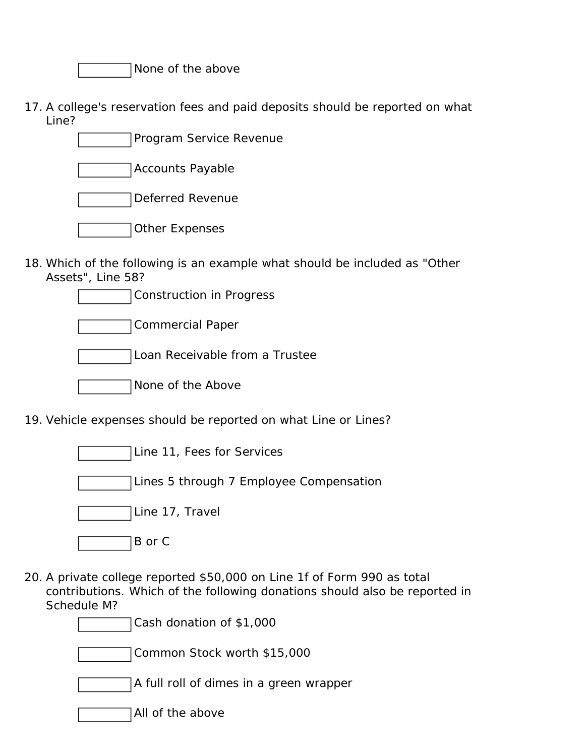- [ ] None of the above

17. A college's reservation fees and paid deposits should be reported on what Line?
    - [ ] Program Service Revenue
    - [ ] Accounts Payable
    - [ ] Deferred Revenue
    - [ ] Other Expenses

18. Which of the following is an example what should be included as "Other Assets", Line 58?
    - [ ] Construction in Progress
    - [ ] Commercial Paper
    - [ ] Loan Receivable from a Trustee
    - [ ] None of the Above

19. Vehicle expenses should be reported on what Line or Lines?
    - [ ] Line 11, Fees for Services
    - [ ] Lines 5 through 7 Employee Compensation
    - [ ] Line 17, Travel
    - [ ] B or C

20. A private college reported $50,000 on Line 1f of Form 990 as total contributions. Which of the following donations should also be reported in Schedule M?
    - [ ] Cash donation of $1,000
    - [ ] Common Stock worth $15,000
    - [ ] A full roll of dimes in a green wrapper
    - [ ] All of the above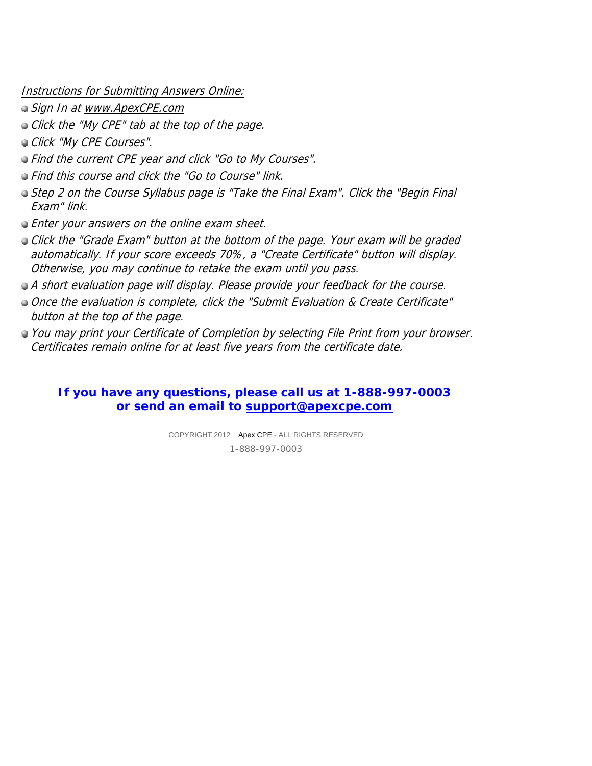*<u>Instructions for Submitting Answers Online:</u>*

- *Sign In at www.ApexCPE.com*
- *Click the "My CPE" tab at the top of the page.*
- *Click "My CPE Courses".*
- *Find the current CPE year and click "Go to My Courses".*
- *Find this course and click the "Go to Course" link.*
- *Step 2 on the Course Syllabus page is "Take the Final Exam". Click the "Begin Final Exam" link.*
- *Enter your answers on the online exam sheet.*
- *Click the "Grade Exam" button at the bottom of the page. Your exam will be graded automatically. If your score exceeds 70%, a "Create Certificate" button will display. Otherwise, you may continue to retake the exam until you pass.*
- *A short evaluation page will display. Please provide your feedback for the course.*
- *Once the evaluation is complete, click the "Submit Evaluation & Create Certificate" button at the top of the page.*
- *You may print your Certificate of Completion by selecting File Print from your browser. Certificates remain online for at least five years from the certificate date.*

**If you have any questions, please call us at 1-888-997-0003 or send an email to support@apexcpe.com**

COPYRIGHT 2012 Apex CPE - ALL RIGHTS RESERVED

1-888-997-0003